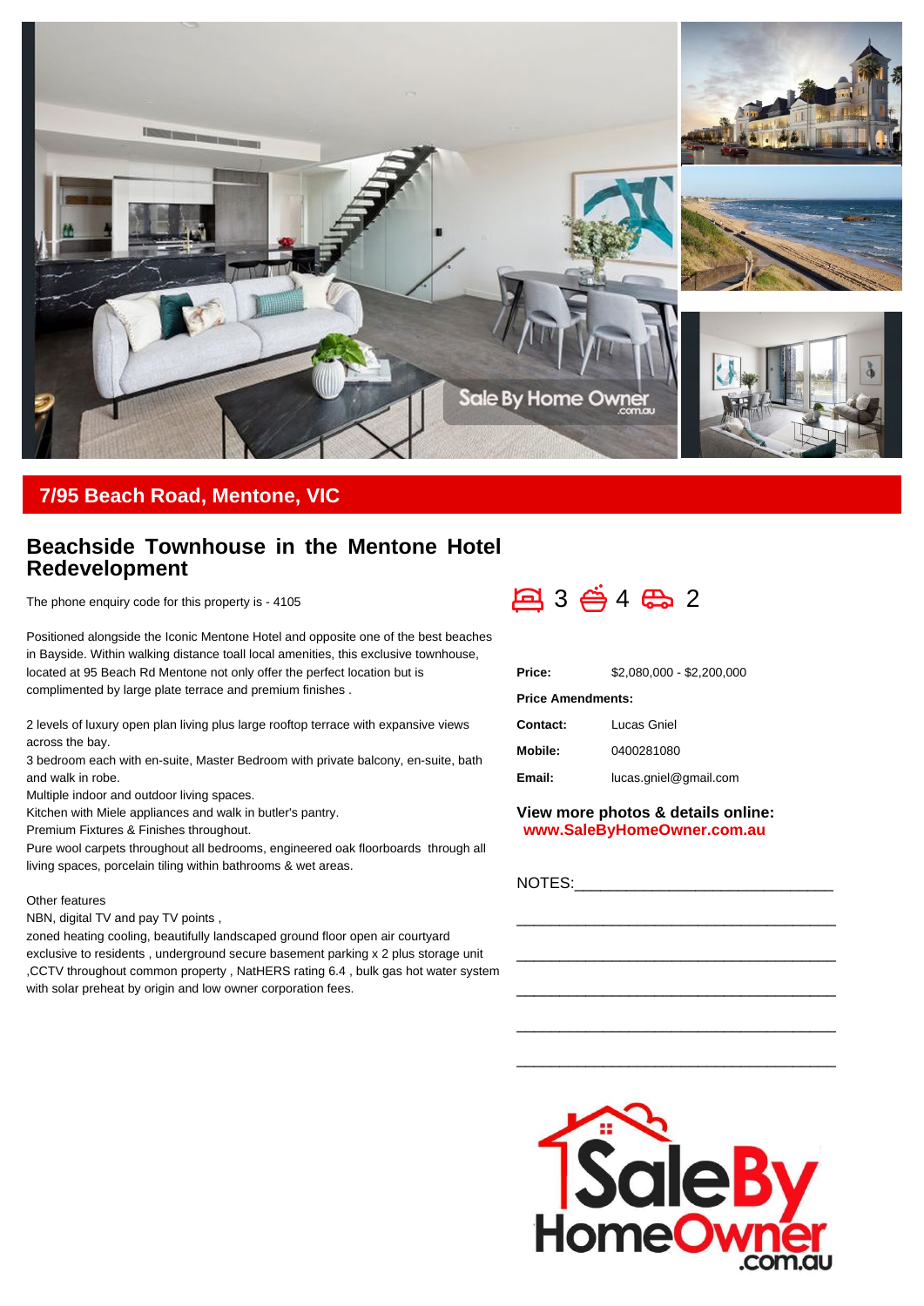## 7/95 Beach Road, Mentone, VIC

# Beachside Townhouse in the Mentone Hotel Redevelopment

The phone enquiry code for this property is - 4105

3 4 2

Positioned alongside the Iconic Mentone Hotel and opposite one of the best beaches in Bayside. Within walking distance toall local amenities, this exclusive townhouse, located at 95 Beach Rd Mentone not only offer the perfect location but is complimented by large plate terrace and premium finishes .

2 levels of luxury open plan living plus large rooftop terrace with expansive views across the bay.
3 bedroom each with en-suite, Master Bedroom with private balcony, en-suite, bath and walk in robe.
Multiple indoor and outdoor living spaces.
Kitchen with Miele appliances and walk in butler's pantry.
Premium Fixtures & Finishes throughout.
Pure wool carpets throughout all bedrooms, engineered oak floorboards through all living spaces, porcelain tiling within bathrooms & wet areas.

Other features
NBN, digital TV and pay TV points ,
zoned heating cooling, beautifully landscaped ground floor open air courtyard exclusive to residents , underground secure basement parking x 2 plus storage unit ,CCTV throughout common property , NatHERS rating 6.4 , bulk gas hot water system with solar preheat by origin and low owner corporation fees.

| | |
|---|---|
| **Price:** | $2,080,000 - $2,200,000 |
| **Price Amendments:** | |
| **Contact:** | Lucas Gniel |
| **Mobile:** | 0400281080 |
| **Email:** | lucas.gniel@gmail.com |

**View more photos & details online:**
**www.SaleByHomeOwner.com.au**

NOTES:______________________________

_____________________________________

_____________________________________

_____________________________________

_____________________________________

_____________________________________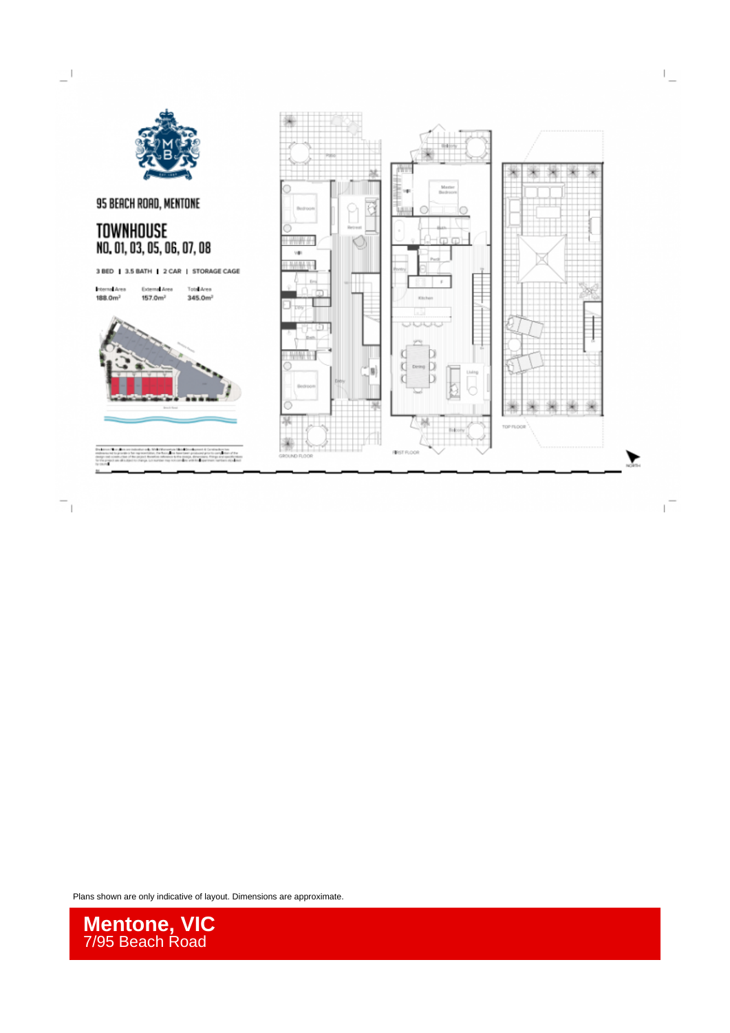95 BEACH ROAD, MENTONE

# TOWNHOUSE

## NO. 01, 03, 05, 06, 07, 08

3 BED | 3.5 BATH | 2 CAR | STORAGE CAGE

| Internal Area | External Area | Total Area |
|---|---|---|
| 188.0m² | 157.0m² | 345.0m² |

GROUND FLOOR

FIRST FLOOR

TOP FLOOR

NORTH

Plans shown are only indicative of layout. Dimensions are approximate.

**Mentone, VIC**
7/95 Beach Road